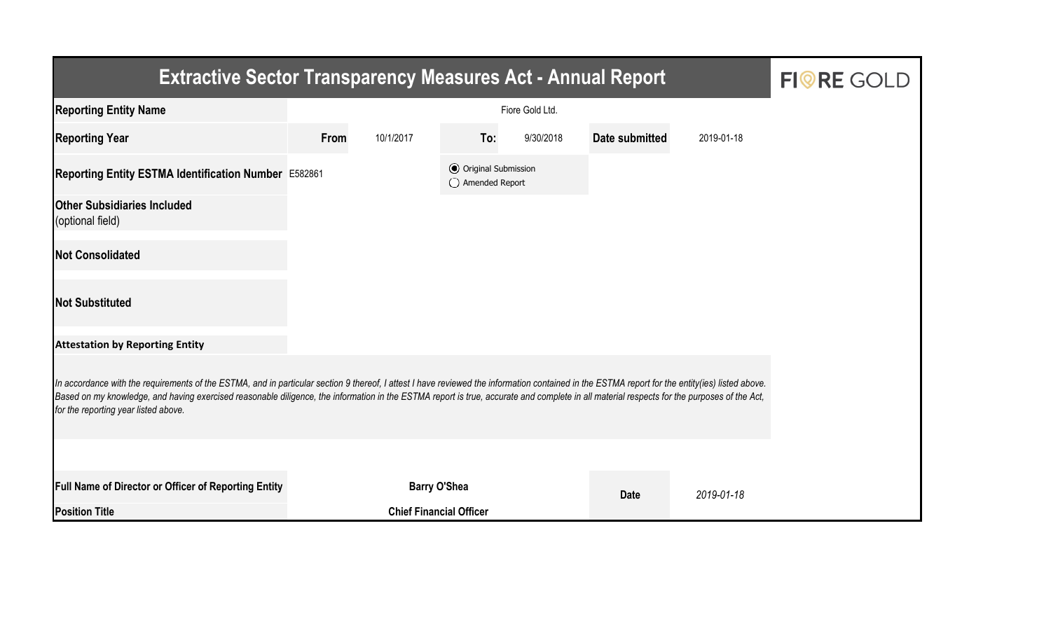# Extractive Sector Transparency Measures Act - Annual Report

FIORE GOLD

| | | | | | | |
|---|---|---|---|---|---|---|
| **Reporting Entity Name** | | | Fiore Gold Ltd. | | | |
| **Reporting Year** | **From** | 10/1/2017 | **To:** | 9/30/2018 | **Date submitted** | 2019-01-18 |
| **Reporting Entity ESTMA Identification Number** | E582861 | | (●) Original Submission<br>( ) Amended Report | | | |
| **Other Subsidiaries Included** (optional field) | | | | | | |
| **Not Consolidated** | | | | | | |
| **Not Substituted** | | | | | | |

**Attestation by Reporting Entity**

*In accordance with the requirements of the ESTMA, and in particular section 9 thereof, I attest I have reviewed the information contained in the ESTMA report for the entity(ies) listed above. Based on my knowledge, and having exercised reasonable diligence, the information in the ESTMA report is true, accurate and complete in all material respects for the purposes of the Act, for the reporting year listed above.*

| | | | |
|---|---|---|---|
| **Full Name of Director or Officer of Reporting Entity** | **Barry O'Shea** | **Date** | *2019-01-18* |
| **Position Title** | **Chief Financial Officer** | | |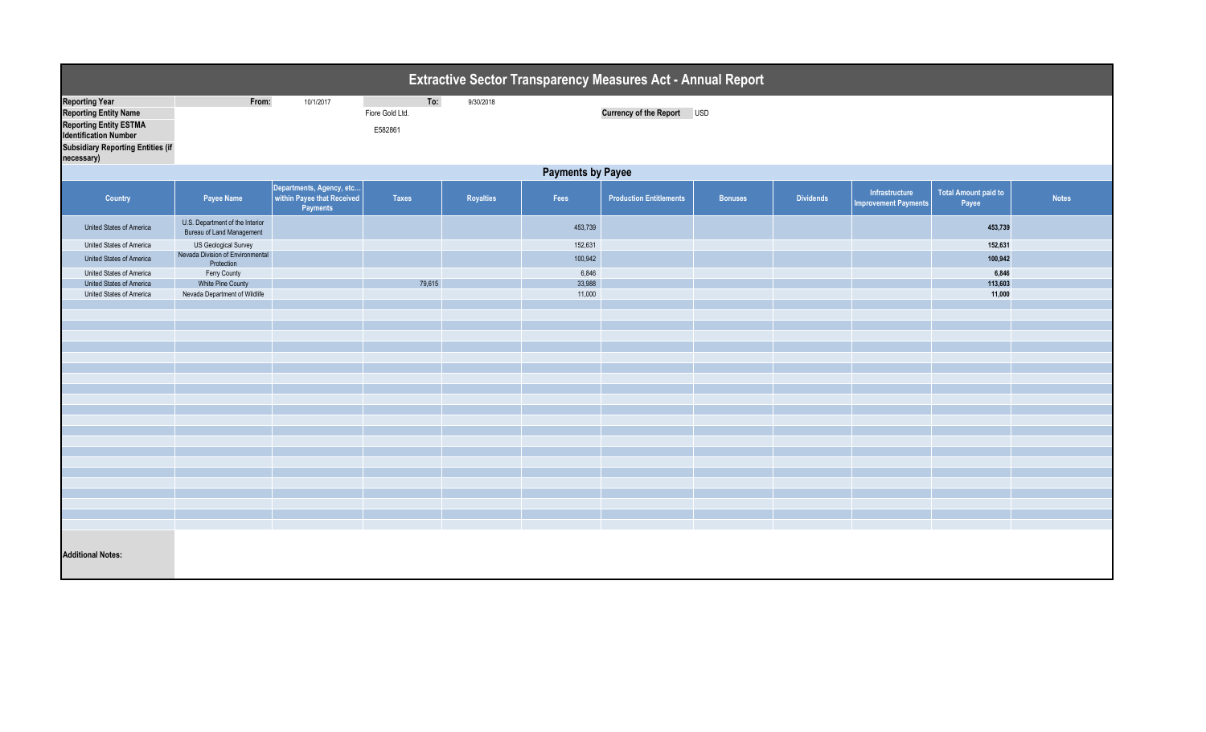# Extractive Sector Transparency Measures Act - Annual Report

| | | | | |
|---|---|---|---|---|
| **Reporting Year** | From: | 10/1/2017 | To: | 9/30/2018 |
| **Reporting Entity Name** | | Fiore Gold Ltd. | | |
| **Reporting Entity ESTMA Identification Number** | | E582861 | | |
| **Subsidiary Reporting Entities (if necessary)** | | | | |

**Currency of the Report** USD

## Payments by Payee

| Country | Payee Name | Departments, Agency, etc... within Payee that Received Payments | Taxes | Royalties | Fees | Production Entitlements | Bonuses | Dividends | Infrastructure Improvement Payments | Total Amount paid to Payee | Notes |
|---|---|---|---|---|---|---|---|---|---|---|---|
| United States of America | U.S. Department of the Interior Bureau of Land Management | | | | 453,739 | | | | | **453,739** | |
| United States of America | US Geological Survey | | | | 152,631 | | | | | **152,631** | |
| United States of America | Nevada Division of Environmental Protection | | | | 100,942 | | | | | **100,942** | |
| United States of America | Ferry County | | | | 6,846 | | | | | **6,846** | |
| United States of America | White Pine County | | 79,615 | | 33,988 | | | | | **113,603** | |
| United States of America | Nevada Department of Wildlife | | | | 11,000 | | | | | **11,000** | |

**Additional Notes:**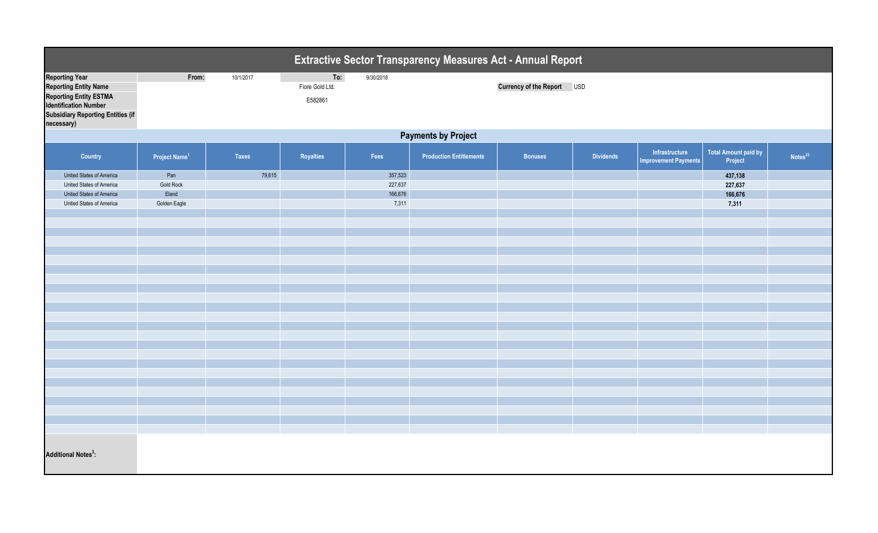# Extractive Sector Transparency Measures Act - Annual Report

| | | | | | |
|---|---|---|---|---|---|
| **Reporting Year** | **From:** | 10/1/2017 | **To:** | 9/30/2018 | |
| **Reporting Entity Name** | | | Fiore Gold Ltd. | **Currency of the Report** | USD |
| **Reporting Entity ESTMA Identification Number** | | | E582861 | | |
| **Subsidiary Reporting Entities (if necessary)** | | | | | |

## Payments by Project

| Country | Project Name[1] | Taxes | Royalties | Fees | Production Entitlements | Bonuses | Dividends | Infrastructure Improvement Payments | Total Amount paid by Project | Notes[23] |
|---|---|---|---|---|---|---|---|---|---|---|
| United States of America | Pan | 79,615 | | 357,523 | | | | | **437,138** | |
| United States of America | Gold Rock | | | 227,637 | | | | | **227,637** | |
| United States of America | Eland | | | 166,676 | | | | | **166,676** | |
| United States of America | Golden Eagle | | | 7,311 | | | | | **7,311** | |

**Additional Notes[3]:**